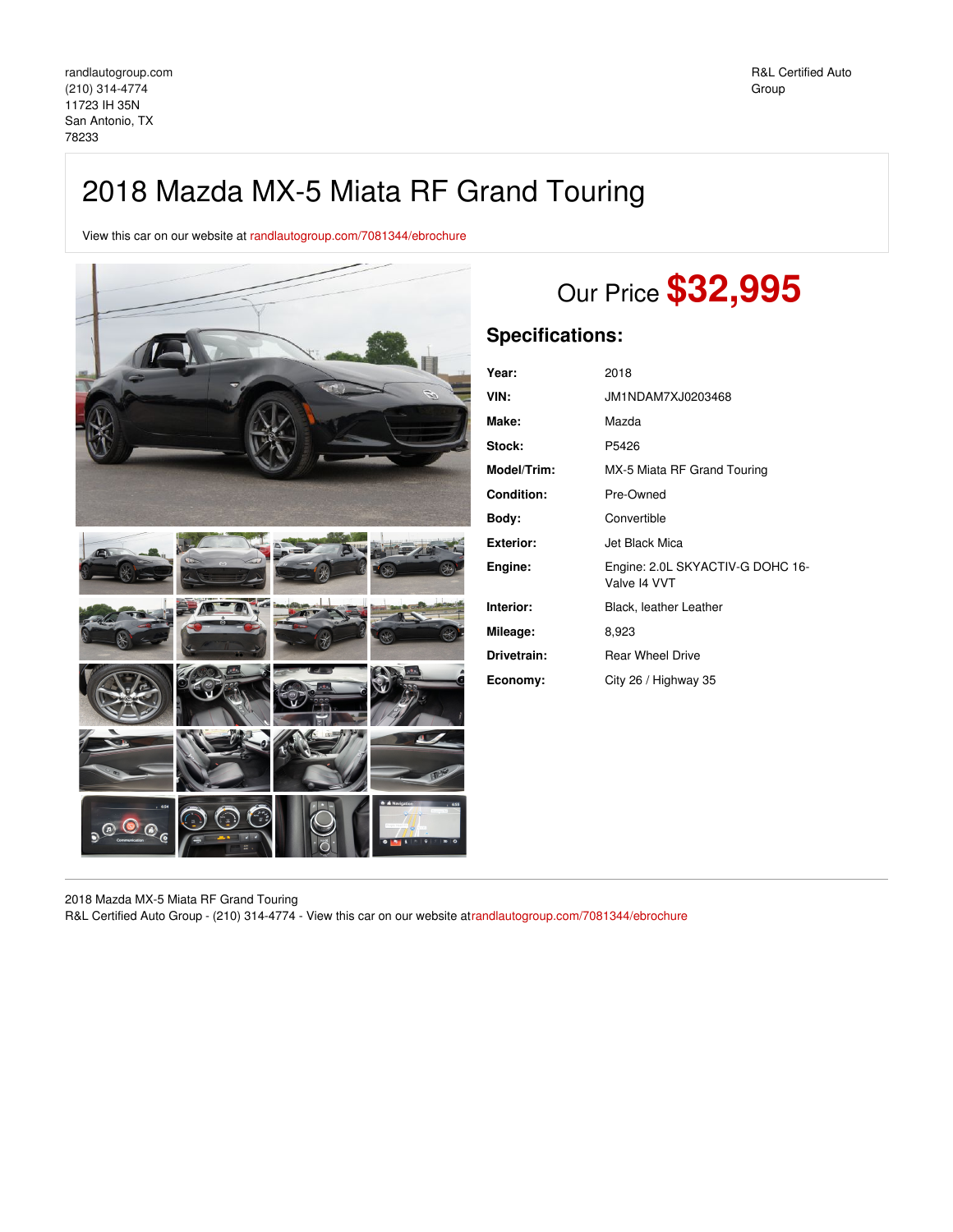randlautogroup.com
(210) 314-4774
11723 IH 35N
San Antonio, TX
78233

R&L Certified Auto Group

# 2018 Mazda MX-5 Miata RF Grand Touring

View this car on our website at randlautogroup.com/7081344/ebrochure

## Our Price **$32,995**

## Specifications:

| | |
|---|---|
| **Year:** | 2018 |
| **VIN:** | JM1NDAM7XJ0203468 |
| **Make:** | Mazda |
| **Stock:** | P5426 |
| **Model/Trim:** | MX-5 Miata RF Grand Touring |
| **Condition:** | Pre-Owned |
| **Body:** | Convertible |
| **Exterior:** | Jet Black Mica |
| **Engine:** | Engine: 2.0L SKYACTIV-G DOHC 16-Valve I4 VVT |
| **Interior:** | Black, leather Leather |
| **Mileage:** | 8,923 |
| **Drivetrain:** | Rear Wheel Drive |
| **Economy:** | City 26 / Highway 35 |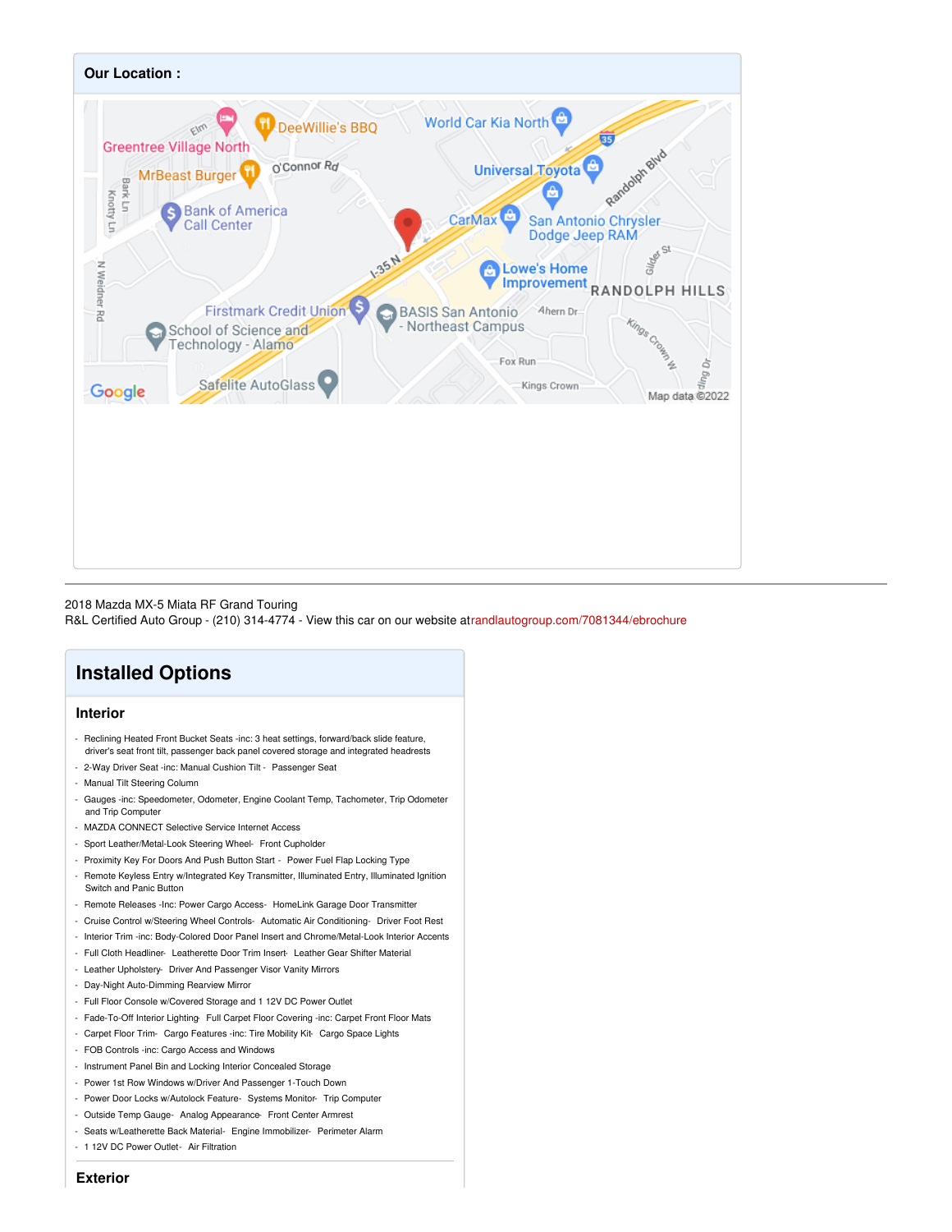## Our Location :

2018 Mazda MX-5 Miata RF Grand Touring
R&L Certified Auto Group - (210) 314-4774 - View this car on our website at randlautogroup.com/7081344/ebrochure

# Installed Options

## Interior

- Reclining Heated Front Bucket Seats -inc: 3 heat settings, forward/back slide feature, driver's seat front tilt, passenger back panel covered storage and integrated headrests
- 2-Way Driver Seat -inc: Manual Cushion Tilt - Passenger Seat
- Manual Tilt Steering Column
- Gauges -inc: Speedometer, Odometer, Engine Coolant Temp, Tachometer, Trip Odometer and Trip Computer
- MAZDA CONNECT Selective Service Internet Access
- Sport Leather/Metal-Look Steering Wheel- Front Cupholder
- Proximity Key For Doors And Push Button Start - Power Fuel Flap Locking Type
- Remote Keyless Entry w/Integrated Key Transmitter, Illuminated Entry, Illuminated Ignition Switch and Panic Button
- Remote Releases -Inc: Power Cargo Access- HomeLink Garage Door Transmitter
- Cruise Control w/Steering Wheel Controls- Automatic Air Conditioning- Driver Foot Rest
- Interior Trim -inc: Body-Colored Door Panel Insert and Chrome/Metal-Look Interior Accents
- Full Cloth Headliner- Leatherette Door Trim Insert- Leather Gear Shifter Material
- Leather Upholstery- Driver And Passenger Visor Vanity Mirrors
- Day-Night Auto-Dimming Rearview Mirror
- Full Floor Console w/Covered Storage and 1 12V DC Power Outlet
- Fade-To-Off Interior Lighting- Full Carpet Floor Covering -inc: Carpet Front Floor Mats
- Carpet Floor Trim- Cargo Features -inc: Tire Mobility Kit- Cargo Space Lights
- FOB Controls -inc: Cargo Access and Windows
- Instrument Panel Bin and Locking Interior Concealed Storage
- Power 1st Row Windows w/Driver And Passenger 1-Touch Down
- Power Door Locks w/Autolock Feature- Systems Monitor- Trip Computer
- Outside Temp Gauge- Analog Appearance- Front Center Armrest
- Seats w/Leatherette Back Material- Engine Immobilizer- Perimeter Alarm
- 1 12V DC Power Outlet- Air Filtration

## Exterior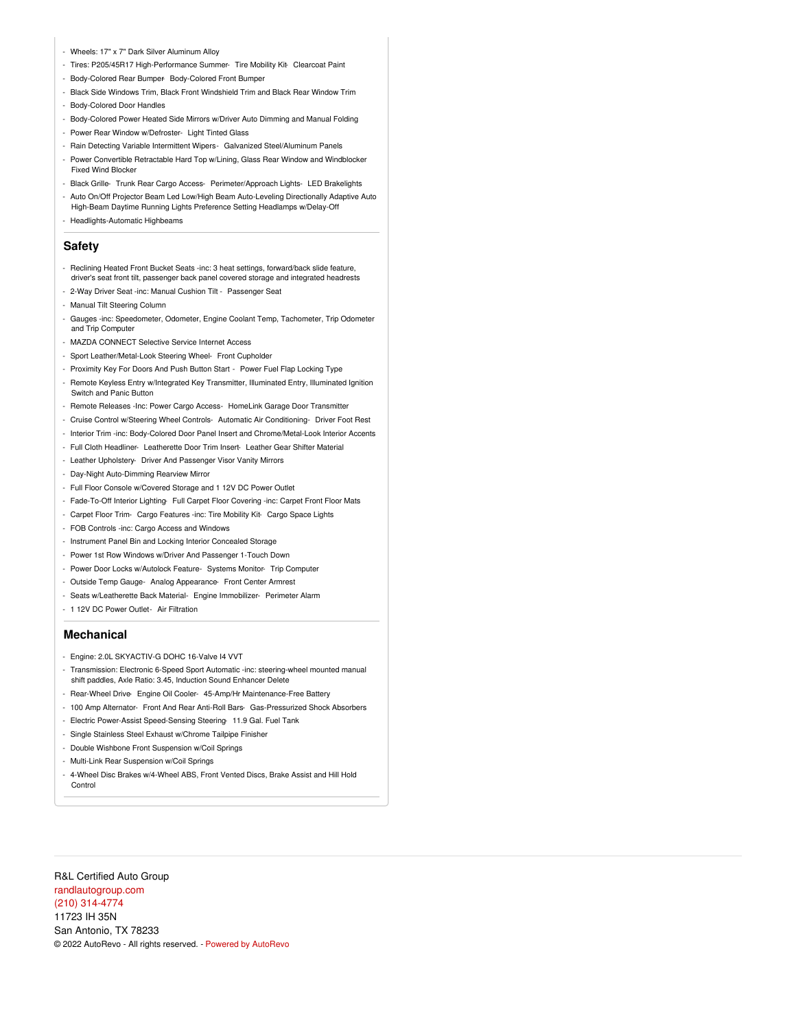- Wheels: 17" x 7" Dark Silver Aluminum Alloy
- Tires: P205/45R17 High-Performance Summer- Tire Mobility Kit- Clearcoat Paint
- Body-Colored Rear Bumper- Body-Colored Front Bumper
- Black Side Windows Trim, Black Front Windshield Trim and Black Rear Window Trim
- Body-Colored Door Handles
- Body-Colored Power Heated Side Mirrors w/Driver Auto Dimming and Manual Folding
- Power Rear Window w/Defroster- Light Tinted Glass
- Rain Detecting Variable Intermittent Wipers- Galvanized Steel/Aluminum Panels
- Power Convertible Retractable Hard Top w/Lining, Glass Rear Window and Windblocker Fixed Wind Blocker
- Black Grille- Trunk Rear Cargo Access- Perimeter/Approach Lights- LED Brakelights
- Auto On/Off Projector Beam Led Low/High Beam Auto-Leveling Directionally Adaptive Auto High-Beam Daytime Running Lights Preference Setting Headlamps w/Delay-Off
- Headlights-Automatic Highbeams

## Safety

- Reclining Heated Front Bucket Seats -inc: 3 heat settings, forward/back slide feature, driver's seat front tilt, passenger back panel covered storage and integrated headrests
- 2-Way Driver Seat -inc: Manual Cushion Tilt - Passenger Seat
- Manual Tilt Steering Column
- Gauges -inc: Speedometer, Odometer, Engine Coolant Temp, Tachometer, Trip Odometer and Trip Computer
- MAZDA CONNECT Selective Service Internet Access
- Sport Leather/Metal-Look Steering Wheel- Front Cupholder
- Proximity Key For Doors And Push Button Start - Power Fuel Flap Locking Type
- Remote Keyless Entry w/Integrated Key Transmitter, Illuminated Entry, Illuminated Ignition Switch and Panic Button
- Remote Releases -Inc: Power Cargo Access- HomeLink Garage Door Transmitter
- Cruise Control w/Steering Wheel Controls- Automatic Air Conditioning- Driver Foot Rest
- Interior Trim -inc: Body-Colored Door Panel Insert and Chrome/Metal-Look Interior Accents
- Full Cloth Headliner- Leatherette Door Trim Insert- Leather Gear Shifter Material
- Leather Upholstery- Driver And Passenger Visor Vanity Mirrors
- Day-Night Auto-Dimming Rearview Mirror
- Full Floor Console w/Covered Storage and 1 12V DC Power Outlet
- Fade-To-Off Interior Lighting- Full Carpet Floor Covering -inc: Carpet Front Floor Mats
- Carpet Floor Trim- Cargo Features -inc: Tire Mobility Kit- Cargo Space Lights
- FOB Controls -inc: Cargo Access and Windows
- Instrument Panel Bin and Locking Interior Concealed Storage
- Power 1st Row Windows w/Driver And Passenger 1-Touch Down
- Power Door Locks w/Autolock Feature- Systems Monitor- Trip Computer
- Outside Temp Gauge- Analog Appearance- Front Center Armrest
- Seats w/Leatherette Back Material- Engine Immobilizer- Perimeter Alarm
- 1 12V DC Power Outlet- Air Filtration

## Mechanical

- Engine: 2.0L SKYACTIV-G DOHC 16-Valve I4 VVT
- Transmission: Electronic 6-Speed Sport Automatic -inc: steering-wheel mounted manual shift paddles, Axle Ratio: 3.45, Induction Sound Enhancer Delete
- Rear-Wheel Drive- Engine Oil Cooler- 45-Amp/Hr Maintenance-Free Battery
- 100 Amp Alternator- Front And Rear Anti-Roll Bars- Gas-Pressurized Shock Absorbers
- Electric Power-Assist Speed-Sensing Steering- 11.9 Gal. Fuel Tank
- Single Stainless Steel Exhaust w/Chrome Tailpipe Finisher
- Double Wishbone Front Suspension w/Coil Springs
- Multi-Link Rear Suspension w/Coil Springs
- 4-Wheel Disc Brakes w/4-Wheel ABS, Front Vented Discs, Brake Assist and Hill Hold Control

R&L Certified Auto Group
randlautogroup.com
(210) 314-4774
11723 IH 35N
San Antonio, TX 78233
© 2022 AutoRevo - All rights reserved. - Powered by AutoRevo